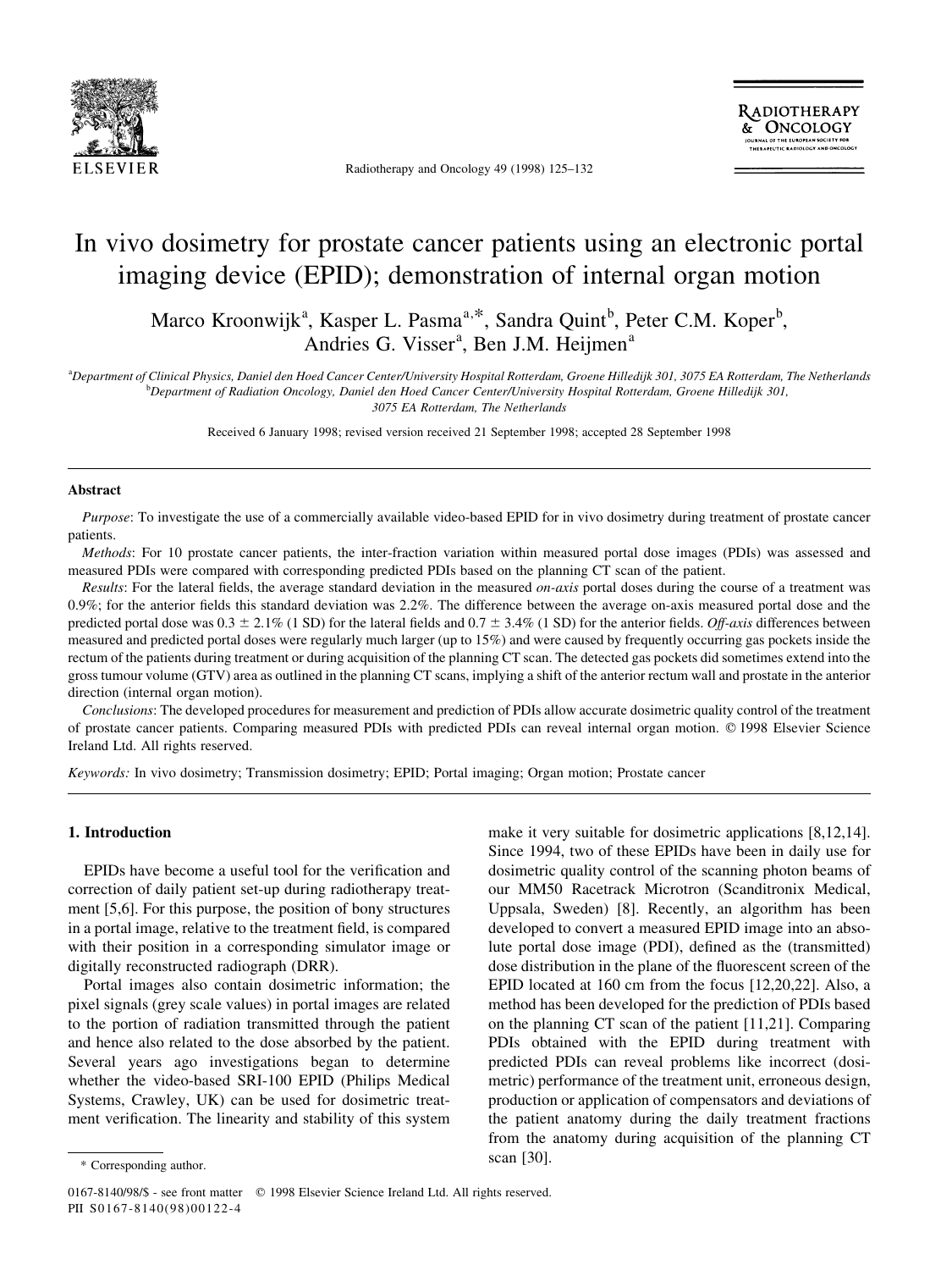# In vivo dosimetry for prostate cancer patients using an electronic portal imaging device (EPID); demonstration of internal organ motion

Marco Kroonwijk[a], Kasper L. Pasma[a,*], Sandra Quint[b], Peter C.M. Koper[b], Andries G. Visser[a], Ben J.M. Heijmen[a]

[a]Department of Clinical Physics, Daniel den Hoed Cancer Center/University Hospital Rotterdam, Groene Hilledijk 301, 3075 EA Rotterdam, The Netherlands
[b]Department of Radiation Oncology, Daniel den Hoed Cancer Center/University Hospital Rotterdam, Groene Hilledijk 301, 3075 EA Rotterdam, The Netherlands

Received 6 January 1998; revised version received 21 September 1998; accepted 28 September 1998

## Abstract

*Purpose*: To investigate the use of a commercially available video-based EPID for in vivo dosimetry during treatment of prostate cancer patients.

*Methods*: For 10 prostate cancer patients, the inter-fraction variation within measured portal dose images (PDIs) was assessed and measured PDIs were compared with corresponding predicted PDIs based on the planning CT scan of the patient.

*Results*: For the lateral fields, the average standard deviation in the measured *on-axis* portal doses during the course of a treatment was 0.9%; for the anterior fields this standard deviation was 2.2%. The difference between the average on-axis measured portal dose and the predicted portal dose was $0.3 \pm 2.1\%$ (1 SD) for the lateral fields and $0.7 \pm 3.4\%$ (1 SD) for the anterior fields. *Off-axis* differences between measured and predicted portal doses were regularly much larger (up to 15%) and were caused by frequently occurring gas pockets inside the rectum of the patients during treatment or during acquisition of the planning CT scan. The detected gas pockets did sometimes extend into the gross tumour volume (GTV) area as outlined in the planning CT scans, implying a shift of the anterior rectum wall and prostate in the anterior direction (internal organ motion).

*Conclusions*: The developed procedures for measurement and prediction of PDIs allow accurate dosimetric quality control of the treatment of prostate cancer patients. Comparing measured PDIs with predicted PDIs can reveal internal organ motion. © 1998 Elsevier Science Ireland Ltd. All rights reserved.

*Keywords:* In vivo dosimetry; Transmission dosimetry; EPID; Portal imaging; Organ motion; Prostate cancer

## 1. Introduction

EPIDs have become a useful tool for the verification and correction of daily patient set-up during radiotherapy treatment [5,6]. For this purpose, the position of bony structures in a portal image, relative to the treatment field, is compared with their position in a corresponding simulator image or digitally reconstructed radiograph (DRR).

Portal images also contain dosimetric information; the pixel signals (grey scale values) in portal images are related to the portion of radiation transmitted through the patient and hence also related to the dose absorbed by the patient. Several years ago investigations began to determine whether the video-based SRI-100 EPID (Philips Medical Systems, Crawley, UK) can be used for dosimetric treatment verification. The linearity and stability of this system make it very suitable for dosimetric applications [8,12,14]. Since 1994, two of these EPIDs have been in daily use for dosimetric quality control of the scanning photon beams of our MM50 Racetrack Microtron (Scanditronix Medical, Uppsala, Sweden) [8]. Recently, an algorithm has been developed to convert a measured EPID image into an absolute portal dose image (PDI), defined as the (transmitted) dose distribution in the plane of the fluorescent screen of the EPID located at 160 cm from the focus [12,20,22]. Also, a method has been developed for the prediction of PDIs based on the planning CT scan of the patient [11,21]. Comparing PDIs obtained with the EPID during treatment with predicted PDIs can reveal problems like incorrect (dosimetric) performance of the treatment unit, erroneous design, production or application of compensators and deviations of the patient anatomy during the daily treatment fractions from the anatomy during acquisition of the planning CT scan [30].

\* Corresponding author.

0167-8140/98/$ - see front matter © 1998 Elsevier Science Ireland Ltd. All rights reserved.
PII S0167-8140(98)00122-4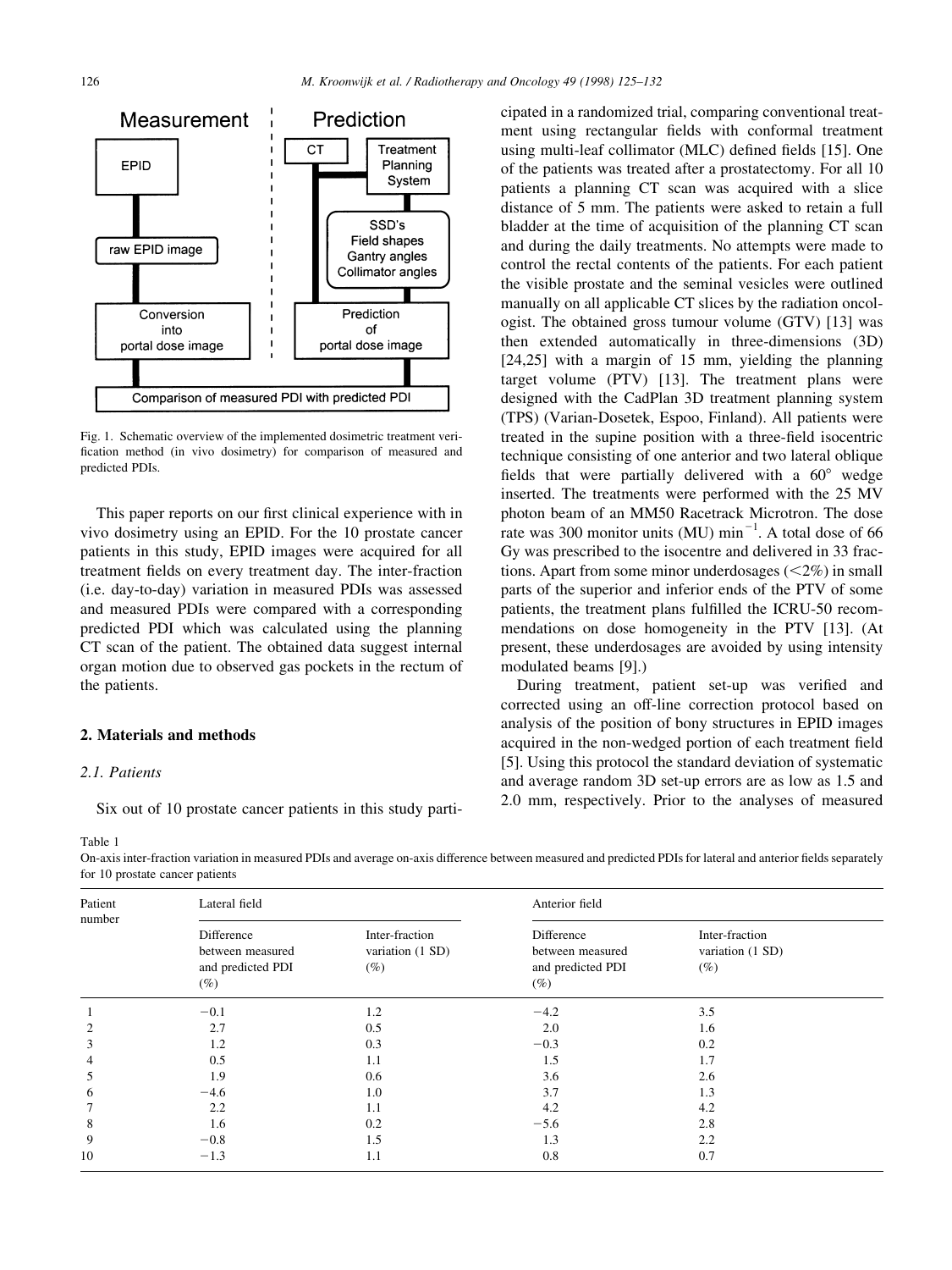Fig. 1. Schematic overview of the implemented dosimetric treatment verification method (in vivo dosimetry) for comparison of measured and predicted PDIs.

This paper reports on our first clinical experience with in vivo dosimetry using an EPID. For the 10 prostate cancer patients in this study, EPID images were acquired for all treatment fields on every treatment day. The inter-fraction (i.e. day-to-day) variation in measured PDIs was assessed and measured PDIs were compared with a corresponding predicted PDI which was calculated using the planning CT scan of the patient. The obtained data suggest internal organ motion due to observed gas pockets in the rectum of the patients.

## 2. Materials and methods

### 2.1. Patients

Six out of 10 prostate cancer patients in this study participated in a randomized trial, comparing conventional treatment using rectangular fields with conformal treatment using multi-leaf collimator (MLC) defined fields [15]. One of the patients was treated after a prostatectomy. For all 10 patients a planning CT scan was acquired with a slice distance of 5 mm. The patients were asked to retain a full bladder at the time of acquisition of the planning CT scan and during the daily treatments. No attempts were made to control the rectal contents of the patients. For each patient the visible prostate and the seminal vesicles were outlined manually on all applicable CT slices by the radiation oncologist. The obtained gross tumour volume (GTV) [13] was then extended automatically in three-dimensions (3D) [24,25] with a margin of 15 mm, yielding the planning target volume (PTV) [13]. The treatment plans were designed with the CadPlan 3D treatment planning system (TPS) (Varian-Dosetek, Espoo, Finland). All patients were treated in the supine position with a three-field isocentric technique consisting of one anterior and two lateral oblique fields that were partially delivered with a 60° wedge inserted. The treatments were performed with the 25 MV photon beam of an MM50 Racetrack Microtron. The dose rate was 300 monitor units (MU) $\min^{-1}$. A total dose of 66 Gy was prescribed to the isocentre and delivered in 33 fractions. Apart from some minor underdosages (<2%) in small parts of the superior and inferior ends of the PTV of some patients, the treatment plans fulfilled the ICRU-50 recommendations on dose homogeneity in the PTV [13]. (At present, these underdosages are avoided by using intensity modulated beams [9].)

During treatment, patient set-up was verified and corrected using an off-line correction protocol based on analysis of the position of bony structures in EPID images acquired in the non-wedged portion of each treatment field [5]. Using this protocol the standard deviation of systematic and average random 3D set-up errors are as low as 1.5 and 2.0 mm, respectively. Prior to the analyses of measured

Table 1

On-axis inter-fraction variation in measured PDIs and average on-axis difference between measured and predicted PDIs for lateral and anterior fields separately for 10 prostate cancer patients

| Patient number | Lateral field | | Anterior field | |
|---|---|---|---|---|
| | Difference between measured and predicted PDI (%) | Inter-fraction variation (1 SD) (%) | Difference between measured and predicted PDI (%) | Inter-fraction variation (1 SD) (%) |
| 1 | −0.1 | 1.2 | −4.2 | 3.5 |
| 2 | 2.7 | 0.5 | 2.0 | 1.6 |
| 3 | 1.2 | 0.3 | −0.3 | 0.2 |
| 4 | 0.5 | 1.1 | 1.5 | 1.7 |
| 5 | 1.9 | 0.6 | 3.6 | 2.6 |
| 6 | −4.6 | 1.0 | 3.7 | 1.3 |
| 7 | 2.2 | 1.1 | 4.2 | 4.2 |
| 8 | 1.6 | 0.2 | −5.6 | 2.8 |
| 9 | −0.8 | 1.5 | 1.3 | 2.2 |
| 10 | −1.3 | 1.1 | 0.8 | 0.7 |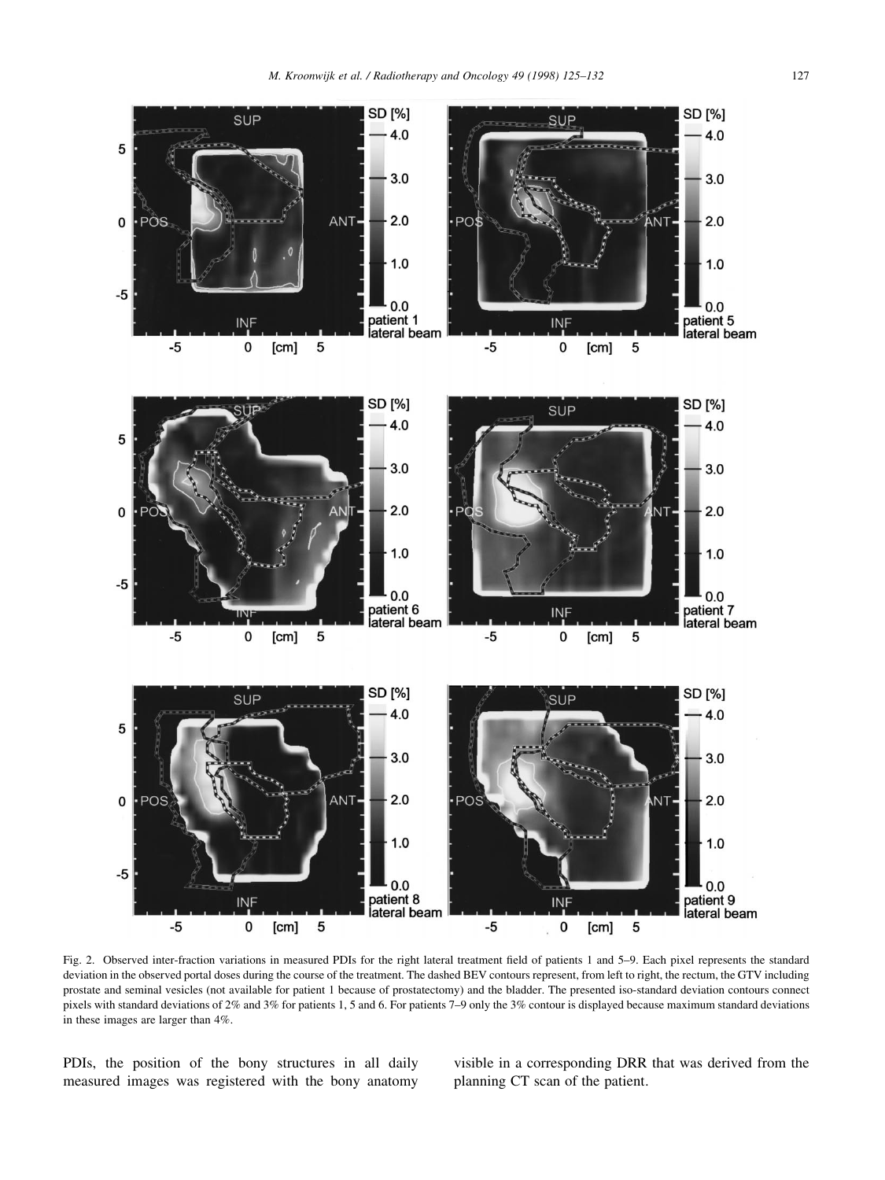Fig. 2. Observed inter-fraction variations in measured PDIs for the right lateral treatment field of patients 1 and 5–9. Each pixel represents the standard deviation in the observed portal doses during the course of the treatment. The dashed BEV contours represent, from left to right, the rectum, the GTV including prostate and seminal vesicles (not available for patient 1 because of prostatectomy) and the bladder. The presented iso-standard deviation contours connect pixels with standard deviations of 2% and 3% for patients 1, 5 and 6. For patients 7–9 only the 3% contour is displayed because maximum standard deviations in these images are larger than 4%.

PDIs, the position of the bony structures in all daily measured images was registered with the bony anatomy visible in a corresponding DRR that was derived from the planning CT scan of the patient.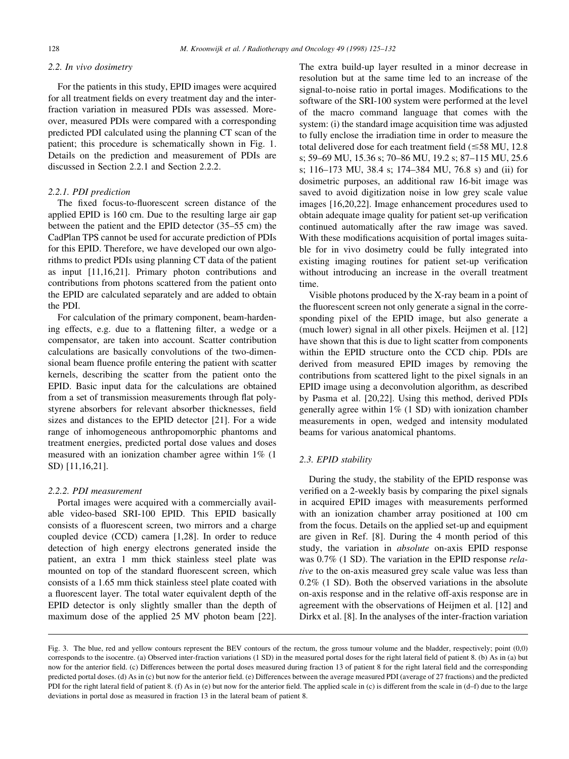### 2.2. In vivo dosimetry

For the patients in this study, EPID images were acquired for all treatment fields on every treatment day and the inter-fraction variation in measured PDIs was assessed. Moreover, measured PDIs were compared with a corresponding predicted PDI calculated using the planning CT scan of the patient; this procedure is schematically shown in Fig. 1. Details on the prediction and measurement of PDIs are discussed in Section 2.2.1 and Section 2.2.2.

#### 2.2.1. PDI prediction

The fixed focus-to-fluorescent screen distance of the applied EPID is 160 cm. Due to the resulting large air gap between the patient and the EPID detector (35–55 cm) the CadPlan TPS cannot be used for accurate prediction of PDIs for this EPID. Therefore, we have developed our own algorithms to predict PDIs using planning CT data of the patient as input [11,16,21]. Primary photon contributions and contributions from photons scattered from the patient onto the EPID are calculated separately and are added to obtain the PDI.

For calculation of the primary component, beam-hardening effects, e.g. due to a flattening filter, a wedge or a compensator, are taken into account. Scatter contribution calculations are basically convolutions of the two-dimensional beam fluence profile entering the patient with scatter kernels, describing the scatter from the patient onto the EPID. Basic input data for the calculations are obtained from a set of transmission measurements through flat polystyrene absorbers for relevant absorber thicknesses, field sizes and distances to the EPID detector [21]. For a wide range of inhomogeneous anthropomorphic phantoms and treatment energies, predicted portal dose values and doses measured with an ionization chamber agree within 1% (1 SD) [11,16,21].

#### 2.2.2. PDI measurement

Portal images were acquired with a commercially available video-based SRI-100 EPID. This EPID basically consists of a fluorescent screen, two mirrors and a charge coupled device (CCD) camera [1,28]. In order to reduce detection of high energy electrons generated inside the patient, an extra 1 mm thick stainless steel plate was mounted on top of the standard fluorescent screen, which consists of a 1.65 mm thick stainless steel plate coated with a fluorescent layer. The total water equivalent depth of the EPID detector is only slightly smaller than the depth of maximum dose of the applied 25 MV photon beam [22]. The extra build-up layer resulted in a minor decrease in resolution but at the same time led to an increase of the signal-to-noise ratio in portal images. Modifications to the software of the SRI-100 system were performed at the level of the macro command language that comes with the system: (i) the standard image acquisition time was adjusted to fully enclose the irradiation time in order to measure the total delivered dose for each treatment field ($\leq$58 MU, 12.8 s; 59–69 MU, 15.36 s; 70–86 MU, 19.2 s; 87–115 MU, 25.6 s; 116–173 MU, 38.4 s; 174–384 MU, 76.8 s) and (ii) for dosimetric purposes, an additional raw 16-bit image was saved to avoid digitization noise in low grey scale value images [16,20,22]. Image enhancement procedures used to obtain adequate image quality for patient set-up verification continued automatically after the raw image was saved. With these modifications acquisition of portal images suitable for in vivo dosimetry could be fully integrated into existing imaging routines for patient set-up verification without introducing an increase in the overall treatment time.

Visible photons produced by the X-ray beam in a point of the fluorescent screen not only generate a signal in the corresponding pixel of the EPID image, but also generate a (much lower) signal in all other pixels. Heijmen et al. [12] have shown that this is due to light scatter from components within the EPID structure onto the CCD chip. PDIs are derived from measured EPID images by removing the contributions from scattered light to the pixel signals in an EPID image using a deconvolution algorithm, as described by Pasma et al. [20,22]. Using this method, derived PDIs generally agree within 1% (1 SD) with ionization chamber measurements in open, wedged and intensity modulated beams for various anatomical phantoms.

### 2.3. EPID stability

During the study, the stability of the EPID response was verified on a 2-weekly basis by comparing the pixel signals in acquired EPID images with measurements performed with an ionization chamber array positioned at 100 cm from the focus. Details on the applied set-up and equipment are given in Ref. [8]. During the 4 month period of this study, the variation in *absolute* on-axis EPID response was 0.7% (1 SD). The variation in the EPID response *relative* to the on-axis measured grey scale value was less than 0.2% (1 SD). Both the observed variations in the absolute on-axis response and in the relative off-axis response are in agreement with the observations of Heijmen et al. [12] and Dirkx et al. [8]. In the analyses of the inter-fraction variation

Fig. 3. The blue, red and yellow contours represent the BEV contours of the rectum, the gross tumour volume and the bladder, respectively; point (0,0) corresponds to the isocentre. (a) Observed inter-fraction variations (1 SD) in the measured portal doses for the right lateral field of patient 8. (b) As in (a) but now for the anterior field. (c) Differences between the portal doses measured during fraction 13 of patient 8 for the right lateral field and the corresponding predicted portal doses. (d) As in (c) but now for the anterior field. (e) Differences between the average measured PDI (average of 27 fractions) and the predicted PDI for the right lateral field of patient 8. (f) As in (e) but now for the anterior field. The applied scale in (c) is different from the scale in (d–f) due to the large deviations in portal dose as measured in fraction 13 in the lateral beam of patient 8.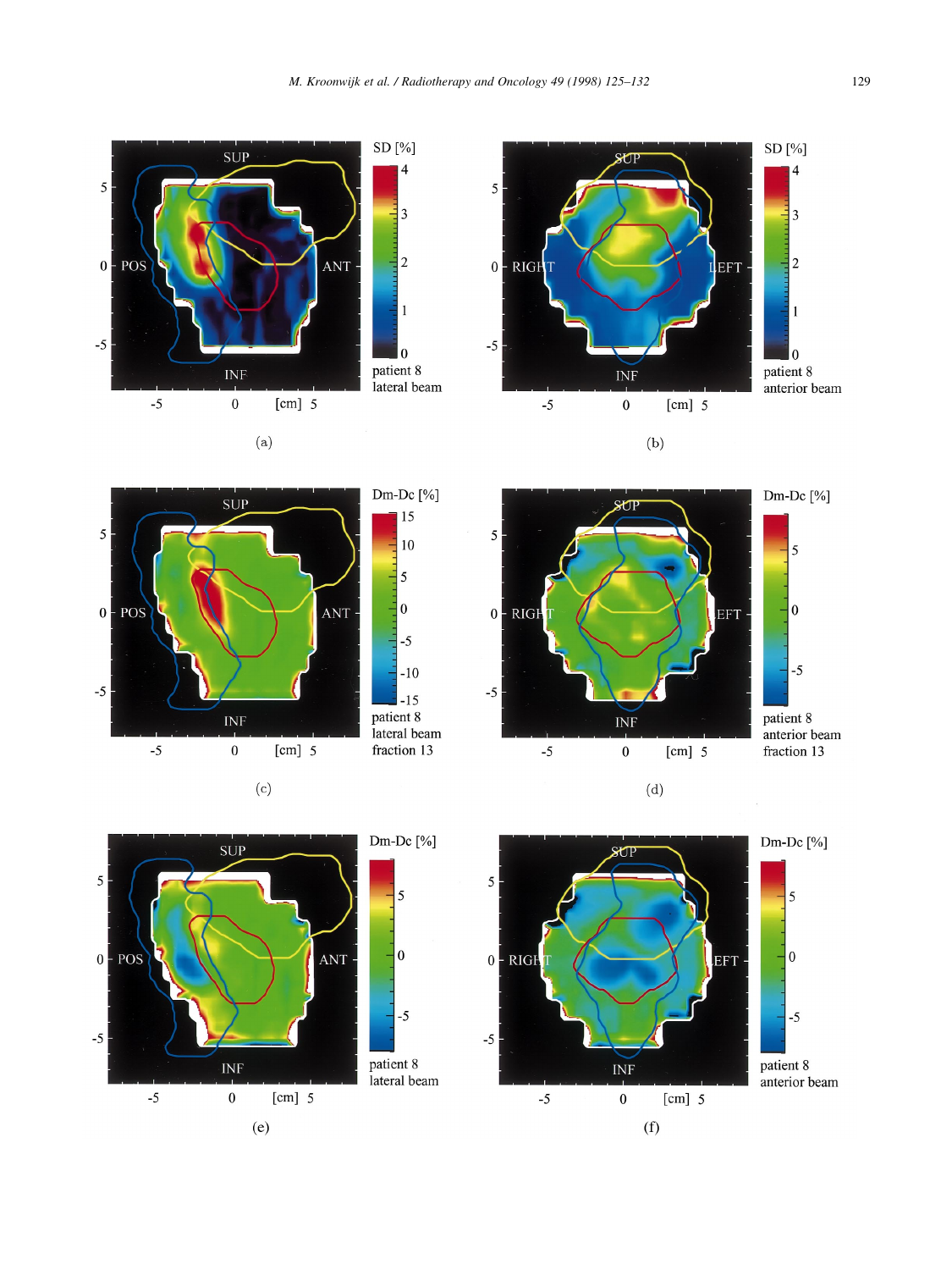(a) patient 8, lateral beam, SD [%]

(b) patient 8, anterior beam, SD [%]

(c) patient 8, lateral beam, fraction 13, Dm-Dc [%]

(d) patient 8, anterior beam, fraction 13, Dm-Dc [%]

(e) patient 8, lateral beam, Dm-Dc [%]

(f) patient 8, anterior beam, Dm-Dc [%]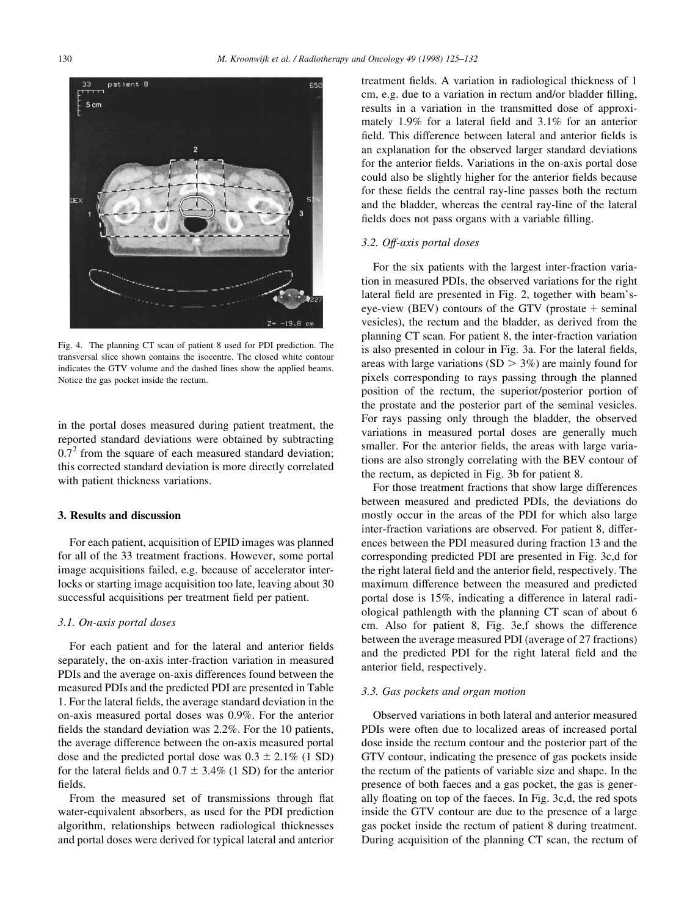Fig. 4. The planning CT scan of patient 8 used for PDI prediction. The transversal slice shown contains the isocentre. The closed white contour indicates the GTV volume and the dashed lines show the applied beams. Notice the gas pocket inside the rectum.

in the portal doses measured during patient treatment, the reported standard deviations were obtained by subtracting $0.7^2$ from the square of each measured standard deviation; this corrected standard deviation is more directly correlated with patient thickness variations.

## 3. Results and discussion

For each patient, acquisition of EPID images was planned for all of the 33 treatment fractions. However, some portal image acquisitions failed, e.g. because of accelerator interlocks or starting image acquisition too late, leaving about 30 successful acquisitions per treatment field per patient.

### 3.1. On-axis portal doses

For each patient and for the lateral and anterior fields separately, the on-axis inter-fraction variation in measured PDIs and the average on-axis differences found between the measured PDIs and the predicted PDI are presented in Table 1. For the lateral fields, the average standard deviation in the on-axis measured portal doses was 0.9%. For the anterior fields the standard deviation was 2.2%. For the 10 patients, the average difference between the on-axis measured portal dose and the predicted portal dose was $0.3 \pm 2.1\%$ (1 SD) for the lateral fields and $0.7 \pm 3.4\%$ (1 SD) for the anterior fields.

From the measured set of transmissions through flat water-equivalent absorbers, as used for the PDI prediction algorithm, relationships between radiological thicknesses and portal doses were derived for typical lateral and anterior treatment fields. A variation in radiological thickness of 1 cm, e.g. due to a variation in rectum and/or bladder filling, results in a variation in the transmitted dose of approximately 1.9% for a lateral field and 3.1% for an anterior field. This difference between lateral and anterior fields is an explanation for the observed larger standard deviations for the anterior fields. Variations in the on-axis portal dose could also be slightly higher for the anterior fields because for these fields the central ray-line passes both the rectum and the bladder, whereas the central ray-line of the lateral fields does not pass organs with a variable filling.

### 3.2. Off-axis portal doses

For the six patients with the largest inter-fraction variation in measured PDIs, the observed variations for the right lateral field are presented in Fig. 2, together with beam's-eye-view (BEV) contours of the GTV (prostate + seminal vesicles), the rectum and the bladder, as derived from the planning CT scan. For patient 8, the inter-fraction variation is also presented in colour in Fig. 3a. For the lateral fields, areas with large variations (SD > 3%) are mainly found for pixels corresponding to rays passing through the planned position of the rectum, the superior/posterior portion of the prostate and the posterior part of the seminal vesicles. For rays passing only through the bladder, the observed variations in measured portal doses are generally much smaller. For the anterior fields, the areas with large variations are also strongly correlating with the BEV contour of the rectum, as depicted in Fig. 3b for patient 8.

For those treatment fractions that show large differences between measured and predicted PDIs, the deviations do mostly occur in the areas of the PDI for which also large inter-fraction variations are observed. For patient 8, differences between the PDI measured during fraction 13 and the corresponding predicted PDI are presented in Fig. 3c,d for the right lateral field and the anterior field, respectively. The maximum difference between the measured and predicted portal dose is 15%, indicating a difference in lateral radiological pathlength with the planning CT scan of about 6 cm. Also for patient 8, Fig. 3e,f shows the difference between the average measured PDI (average of 27 fractions) and the predicted PDI for the right lateral field and the anterior field, respectively.

### 3.3. Gas pockets and organ motion

Observed variations in both lateral and anterior measured PDIs were often due to localized areas of increased portal dose inside the rectum contour and the posterior part of the GTV contour, indicating the presence of gas pockets inside the rectum of the patients of variable size and shape. In the presence of both faeces and a gas pocket, the gas is generally floating on top of the faeces. In Fig. 3c,d, the red spots inside the GTV contour are due to the presence of a large gas pocket inside the rectum of patient 8 during treatment. During acquisition of the planning CT scan, the rectum of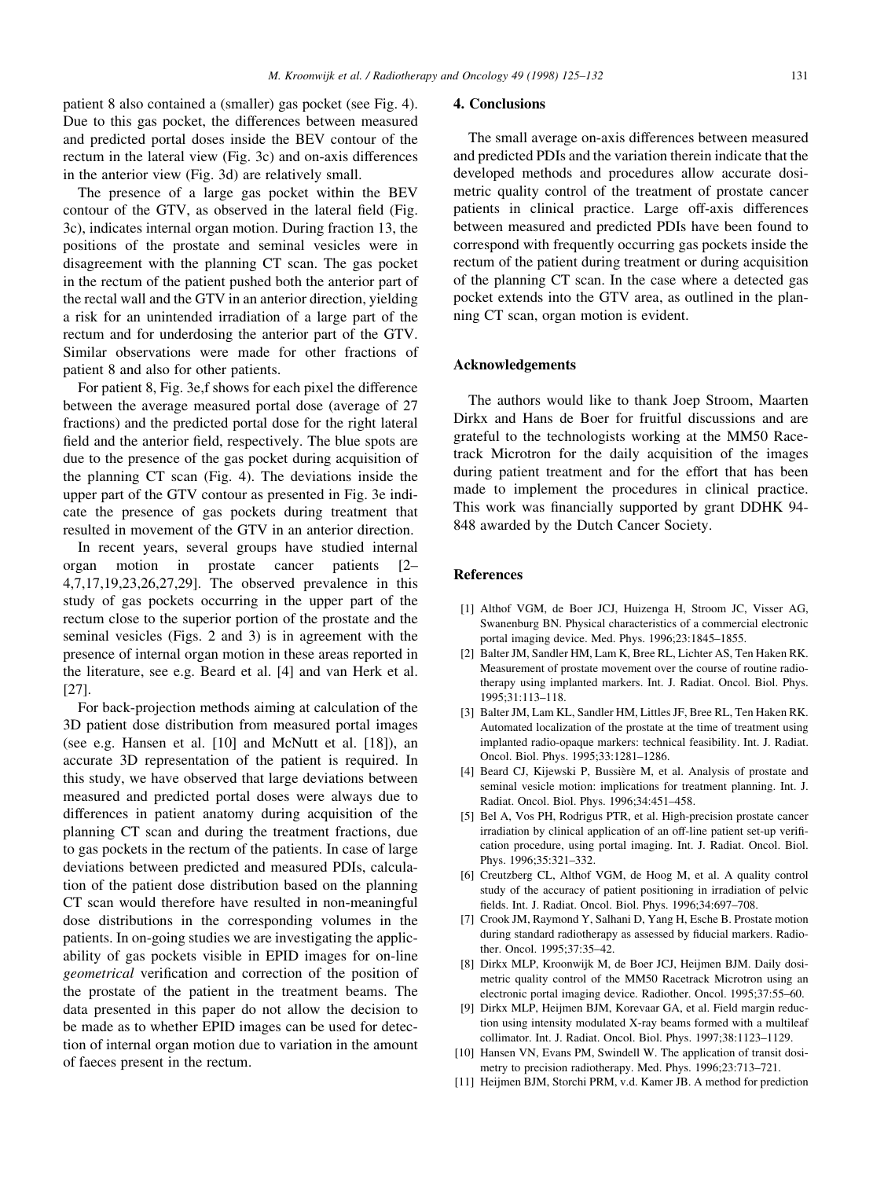patient 8 also contained a (smaller) gas pocket (see Fig. 4). Due to this gas pocket, the differences between measured and predicted portal doses inside the BEV contour of the rectum in the lateral view (Fig. 3c) and on-axis differences in the anterior view (Fig. 3d) are relatively small.

The presence of a large gas pocket within the BEV contour of the GTV, as observed in the lateral field (Fig. 3c), indicates internal organ motion. During fraction 13, the positions of the prostate and seminal vesicles were in disagreement with the planning CT scan. The gas pocket in the rectum of the patient pushed both the anterior part of the rectal wall and the GTV in an anterior direction, yielding a risk for an unintended irradiation of a large part of the rectum and for underdosing the anterior part of the GTV. Similar observations were made for other fractions of patient 8 and also for other patients.

For patient 8, Fig. 3e,f shows for each pixel the difference between the average measured portal dose (average of 27 fractions) and the predicted portal dose for the right lateral field and the anterior field, respectively. The blue spots are due to the presence of the gas pocket during acquisition of the planning CT scan (Fig. 4). The deviations inside the upper part of the GTV contour as presented in Fig. 3e indicate the presence of gas pockets during treatment that resulted in movement of the GTV in an anterior direction.

In recent years, several groups have studied internal organ motion in prostate cancer patients [2–4,7,17,19,23,26,27,29]. The observed prevalence in this study of gas pockets occurring in the upper part of the rectum close to the superior portion of the prostate and the seminal vesicles (Figs. 2 and 3) is in agreement with the presence of internal organ motion in these areas reported in the literature, see e.g. Beard et al. [4] and van Herk et al. [27].

For back-projection methods aiming at calculation of the 3D patient dose distribution from measured portal images (see e.g. Hansen et al. [10] and McNutt et al. [18]), an accurate 3D representation of the patient is required. In this study, we have observed that large deviations between measured and predicted portal doses were always due to differences in patient anatomy during acquisition of the planning CT scan and during the treatment fractions, due to gas pockets in the rectum of the patients. In case of large deviations between predicted and measured PDIs, calculation of the patient dose distribution based on the planning CT scan would therefore have resulted in non-meaningful dose distributions in the corresponding volumes in the patients. In on-going studies we are investigating the applicability of gas pockets visible in EPID images for on-line *geometrical* verification and correction of the position of the prostate of the patient in the treatment beams. The data presented in this paper do not allow the decision to be made as to whether EPID images can be used for detection of internal organ motion due to variation in the amount of faeces present in the rectum.

## 4. Conclusions

The small average on-axis differences between measured and predicted PDIs and the variation therein indicate that the developed methods and procedures allow accurate dosimetric quality control of the treatment of prostate cancer patients in clinical practice. Large off-axis differences between measured and predicted PDIs have been found to correspond with frequently occurring gas pockets inside the rectum of the patient during treatment or during acquisition of the planning CT scan. In the case where a detected gas pocket extends into the GTV area, as outlined in the planning CT scan, organ motion is evident.

## Acknowledgements

The authors would like to thank Joep Stroom, Maarten Dirkx and Hans de Boer for fruitful discussions and are grateful to the technologists working at the MM50 Racetrack Microtron for the daily acquisition of the images during patient treatment and for the effort that has been made to implement the procedures in clinical practice. This work was financially supported by grant DDHK 94-848 awarded by the Dutch Cancer Society.

## References

[1] Althof VGM, de Boer JCJ, Huizenga H, Stroom JC, Visser AG, Swanenburg BN. Physical characteristics of a commercial electronic portal imaging device. Med. Phys. 1996;23:1845–1855.

[2] Balter JM, Sandler HM, Lam K, Bree RL, Lichter AS, Ten Haken RK. Measurement of prostate movement over the course of routine radiotherapy using implanted markers. Int. J. Radiat. Oncol. Biol. Phys. 1995;31:113–118.

[3] Balter JM, Lam KL, Sandler HM, Littles JF, Bree RL, Ten Haken RK. Automated localization of the prostate at the time of treatment using implanted radio-opaque markers: technical feasibility. Int. J. Radiat. Oncol. Biol. Phys. 1995;33:1281–1286.

[4] Beard CJ, Kijewski P, Bussière M, et al. Analysis of prostate and seminal vesicle motion: implications for treatment planning. Int. J. Radiat. Oncol. Biol. Phys. 1996;34:451–458.

[5] Bel A, Vos PH, Rodrigus PTR, et al. High-precision prostate cancer irradiation by clinical application of an off-line patient set-up verification procedure, using portal imaging. Int. J. Radiat. Oncol. Biol. Phys. 1996;35:321–332.

[6] Creutzberg CL, Althof VGM, de Hoog M, et al. A quality control study of the accuracy of patient positioning in irradiation of pelvic fields. Int. J. Radiat. Oncol. Biol. Phys. 1996;34:697–708.

[7] Crook JM, Raymond Y, Salhani D, Yang H, Esche B. Prostate motion during standard radiotherapy as assessed by fiducial markers. Radiother. Oncol. 1995;37:35–42.

[8] Dirkx MLP, Kroonwijk M, de Boer JCJ, Heijmen BJM. Daily dosimetric quality control of the MM50 Racetrack Microtron using an electronic portal imaging device. Radiother. Oncol. 1995;37:55–60.

[9] Dirkx MLP, Heijmen BJM, Korevaar GA, et al. Field margin reduction using intensity modulated X-ray beams formed with a multileaf collimator. Int. J. Radiat. Oncol. Biol. Phys. 1997;38:1123–1129.

[10] Hansen VN, Evans PM, Swindell W. The application of transit dosimetry to precision radiotherapy. Med. Phys. 1996;23:713–721.

[11] Heijmen BJM, Storchi PRM, v.d. Kamer JB. A method for prediction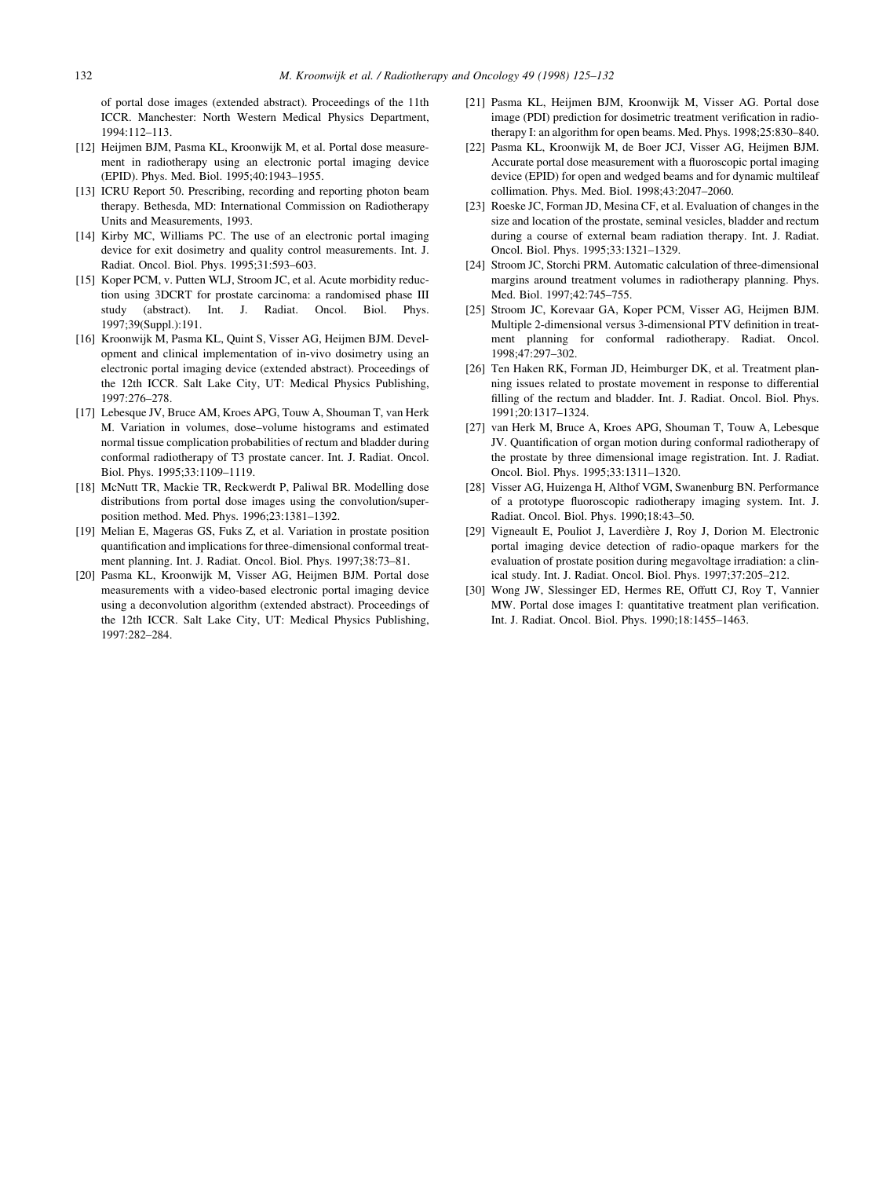of portal dose images (extended abstract). Proceedings of the 11th ICCR. Manchester: North Western Medical Physics Department, 1994:112–113.

[12] Heijmen BJM, Pasma KL, Kroonwijk M, et al. Portal dose measurement in radiotherapy using an electronic portal imaging device (EPID). Phys. Med. Biol. 1995;40:1943–1955.

[13] ICRU Report 50. Prescribing, recording and reporting photon beam therapy. Bethesda, MD: International Commission on Radiotherapy Units and Measurements, 1993.

[14] Kirby MC, Williams PC. The use of an electronic portal imaging device for exit dosimetry and quality control measurements. Int. J. Radiat. Oncol. Biol. Phys. 1995;31:593–603.

[15] Koper PCM, v. Putten WLJ, Stroom JC, et al. Acute morbidity reduction using 3DCRT for prostate carcinoma: a randomised phase III study (abstract). Int. J. Radiat. Oncol. Biol. Phys. 1997;39(Suppl.):191.

[16] Kroonwijk M, Pasma KL, Quint S, Visser AG, Heijmen BJM. Development and clinical implementation of in-vivo dosimetry using an electronic portal imaging device (extended abstract). Proceedings of the 12th ICCR. Salt Lake City, UT: Medical Physics Publishing, 1997:276–278.

[17] Lebesque JV, Bruce AM, Kroes APG, Touw A, Shouman T, van Herk M. Variation in volumes, dose–volume histograms and estimated normal tissue complication probabilities of rectum and bladder during conformal radiotherapy of T3 prostate cancer. Int. J. Radiat. Oncol. Biol. Phys. 1995;33:1109–1119.

[18] McNutt TR, Mackie TR, Reckwerdt P, Paliwal BR. Modelling dose distributions from portal dose images using the convolution/superposition method. Med. Phys. 1996;23:1381–1392.

[19] Melian E, Mageras GS, Fuks Z, et al. Variation in prostate position quantification and implications for three-dimensional conformal treatment planning. Int. J. Radiat. Oncol. Biol. Phys. 1997;38:73–81.

[20] Pasma KL, Kroonwijk M, Visser AG, Heijmen BJM. Portal dose measurements with a video-based electronic portal imaging device using a deconvolution algorithm (extended abstract). Proceedings of the 12th ICCR. Salt Lake City, UT: Medical Physics Publishing, 1997:282–284.

[21] Pasma KL, Heijmen BJM, Kroonwijk M, Visser AG. Portal dose image (PDI) prediction for dosimetric treatment verification in radiotherapy I: an algorithm for open beams. Med. Phys. 1998;25:830–840.

[22] Pasma KL, Kroonwijk M, de Boer JCJ, Visser AG, Heijmen BJM. Accurate portal dose measurement with a fluoroscopic portal imaging device (EPID) for open and wedged beams and for dynamic multileaf collimation. Phys. Med. Biol. 1998;43:2047–2060.

[23] Roeske JC, Forman JD, Mesina CF, et al. Evaluation of changes in the size and location of the prostate, seminal vesicles, bladder and rectum during a course of external beam radiation therapy. Int. J. Radiat. Oncol. Biol. Phys. 1995;33:1321–1329.

[24] Stroom JC, Storchi PRM. Automatic calculation of three-dimensional margins around treatment volumes in radiotherapy planning. Phys. Med. Biol. 1997;42:745–755.

[25] Stroom JC, Korevaar GA, Koper PCM, Visser AG, Heijmen BJM. Multiple 2-dimensional versus 3-dimensional PTV definition in treatment planning for conformal radiotherapy. Radiat. Oncol. 1998;47:297–302.

[26] Ten Haken RK, Forman JD, Heimburger DK, et al. Treatment planning issues related to prostate movement in response to differential filling of the rectum and bladder. Int. J. Radiat. Oncol. Biol. Phys. 1991;20:1317–1324.

[27] van Herk M, Bruce A, Kroes APG, Shouman T, Touw A, Lebesque JV. Quantification of organ motion during conformal radiotherapy of the prostate by three dimensional image registration. Int. J. Radiat. Oncol. Biol. Phys. 1995;33:1311–1320.

[28] Visser AG, Huizenga H, Althof VGM, Swanenburg BN. Performance of a prototype fluoroscopic radiotherapy imaging system. Int. J. Radiat. Oncol. Biol. Phys. 1990;18:43–50.

[29] Vigneault E, Pouliot J, Laverdière J, Roy J, Dorion M. Electronic portal imaging device detection of radio-opaque markers for the evaluation of prostate position during megavoltage irradiation: a clinical study. Int. J. Radiat. Oncol. Biol. Phys. 1997;37:205–212.

[30] Wong JW, Slessinger ED, Hermes RE, Offutt CJ, Roy T, Vannier MW. Portal dose images I: quantitative treatment plan verification. Int. J. Radiat. Oncol. Biol. Phys. 1990;18:1455–1463.